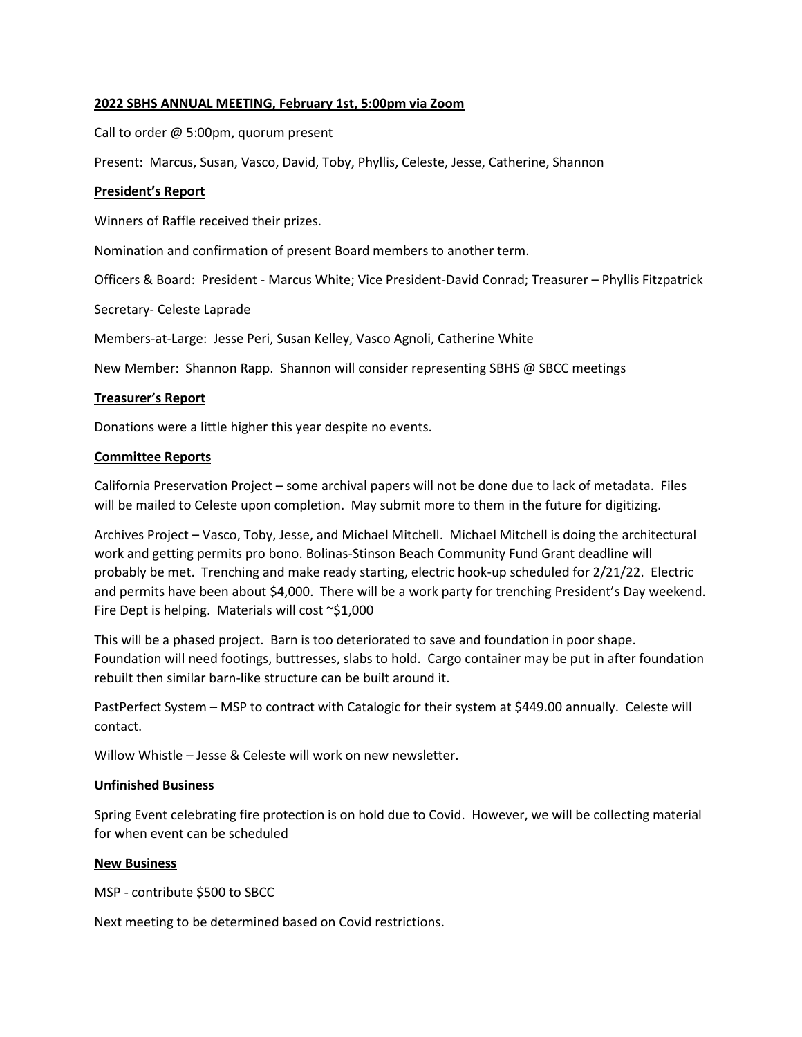**2022 SBHS ANNUAL MEETING, February 1st, 5:00pm via Zoom**

Call to order @ 5:00pm, quorum present

Present: Marcus, Susan, Vasco, David, Toby, Phyllis, Celeste, Jesse, Catherine, Shannon

**President's Report**

Winners of Raffle received their prizes.

Nomination and confirmation of present Board members to another term.

Officers & Board: President - Marcus White; Vice President-David Conrad; Treasurer – Phyllis Fitzpatrick

Secretary- Celeste Laprade

Members-at-Large: Jesse Peri, Susan Kelley, Vasco Agnoli, Catherine White

New Member: Shannon Rapp. Shannon will consider representing SBHS @ SBCC meetings

**Treasurer's Report**

Donations were a little higher this year despite no events.

**Committee Reports**

California Preservation Project – some archival papers will not be done due to lack of metadata. Files will be mailed to Celeste upon completion. May submit more to them in the future for digitizing.

Archives Project – Vasco, Toby, Jesse, and Michael Mitchell. Michael Mitchell is doing the architectural work and getting permits pro bono. Bolinas-Stinson Beach Community Fund Grant deadline will probably be met. Trenching and make ready starting, electric hook-up scheduled for 2/21/22. Electric and permits have been about $4,000. There will be a work party for trenching President's Day weekend. Fire Dept is helping. Materials will cost ~$1,000

This will be a phased project. Barn is too deteriorated to save and foundation in poor shape. Foundation will need footings, buttresses, slabs to hold. Cargo container may be put in after foundation rebuilt then similar barn-like structure can be built around it.

PastPerfect System – MSP to contract with Catalogic for their system at $449.00 annually. Celeste will contact.

Willow Whistle – Jesse & Celeste will work on new newsletter.

**Unfinished Business**

Spring Event celebrating fire protection is on hold due to Covid. However, we will be collecting material for when event can be scheduled

**New Business**

MSP - contribute $500 to SBCC

Next meeting to be determined based on Covid restrictions.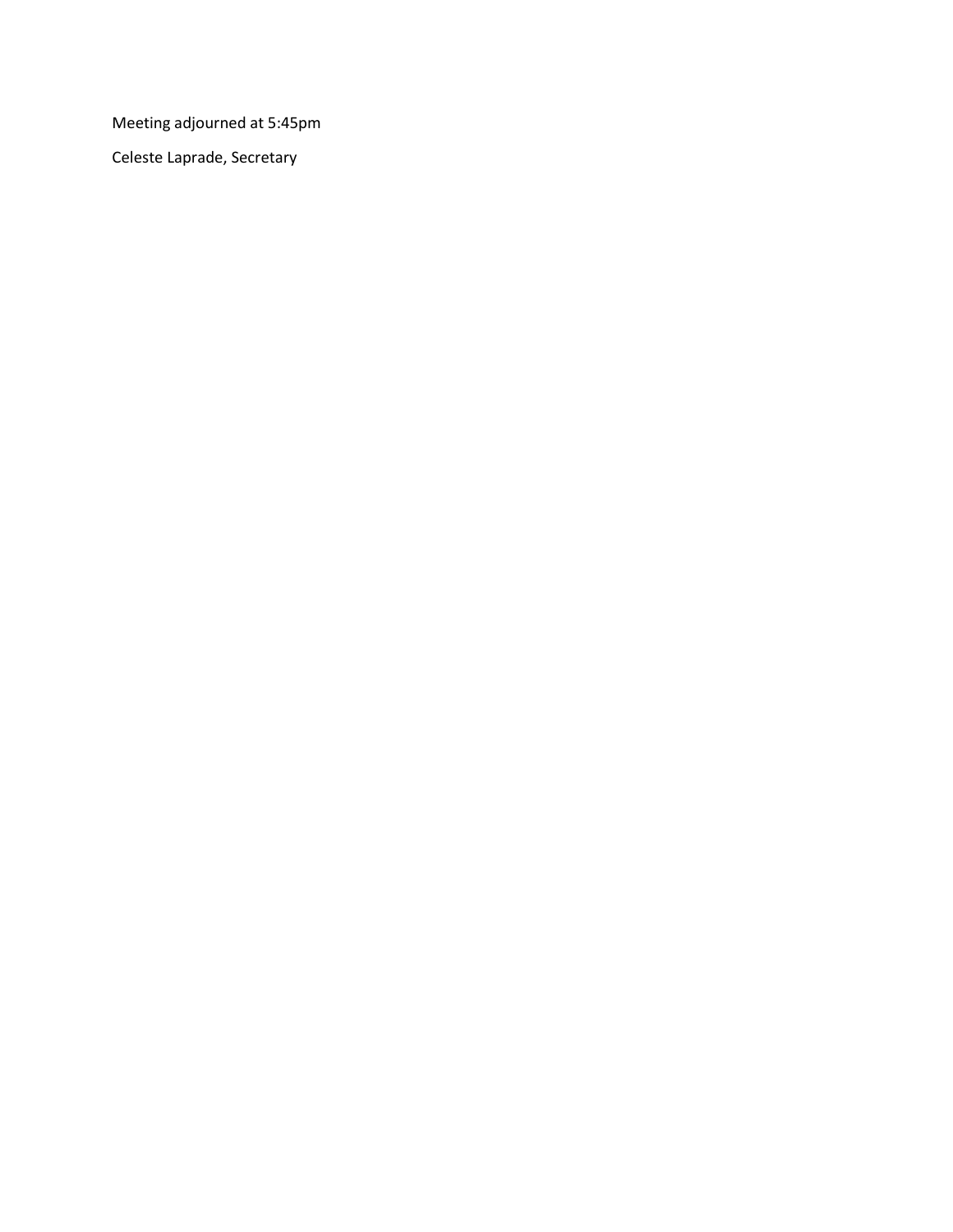Meeting adjourned at 5:45pm

Celeste Laprade, Secretary